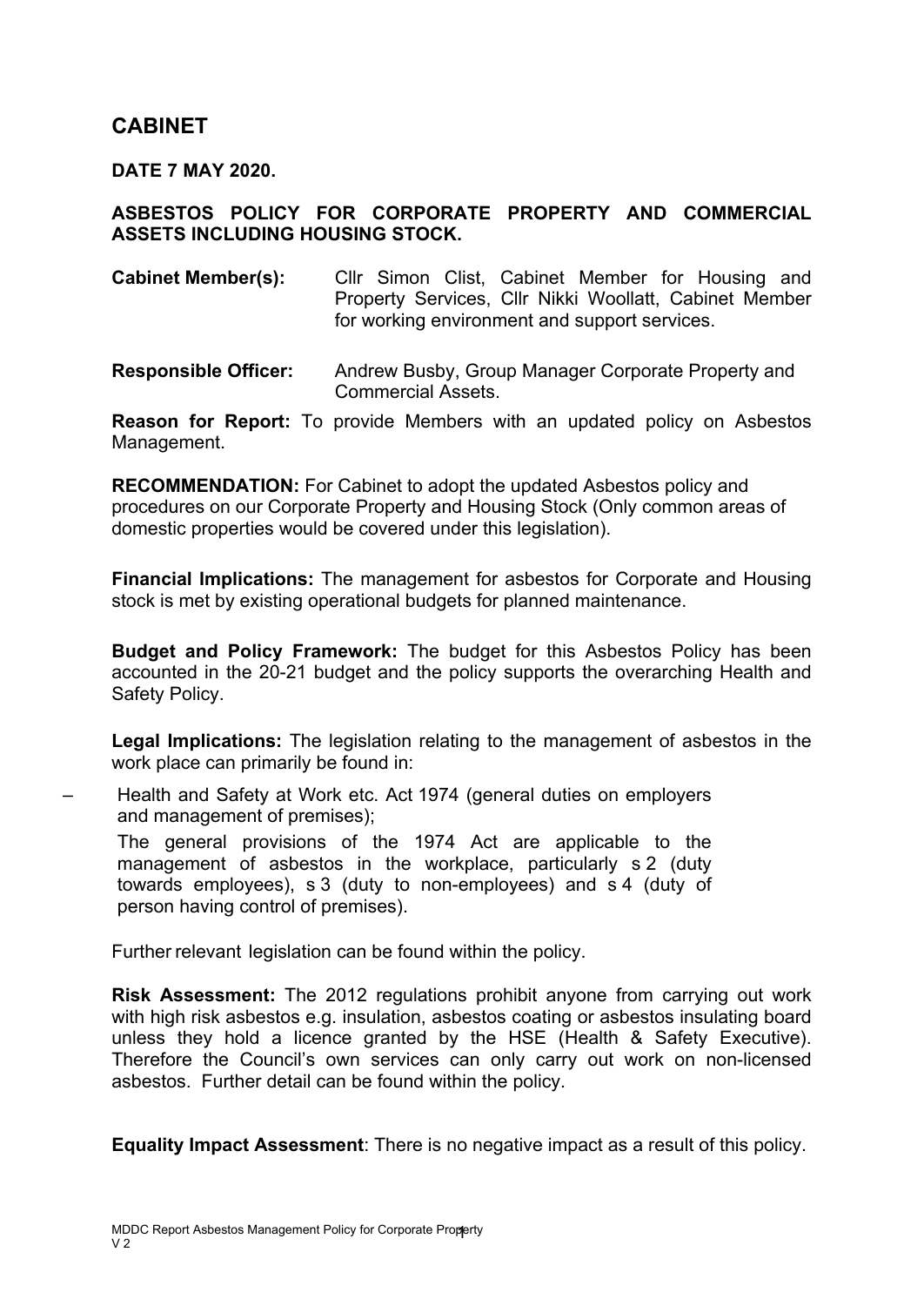# CABINET

**DATE 7 MAY 2020.**

**ASBESTOS POLICY FOR CORPORATE PROPERTY AND COMMERCIAL ASSETS INCLUDING HOUSING STOCK.**

**Cabinet Member(s):** Cllr Simon Clist, Cabinet Member for Housing and Property Services, Cllr Nikki Woollatt, Cabinet Member for working environment and support services.

**Responsible Officer:** Andrew Busby, Group Manager Corporate Property and Commercial Assets.

**Reason for Report:** To provide Members with an updated policy on Asbestos Management.

**RECOMMENDATION:** For Cabinet to adopt the updated Asbestos policy and procedures on our Corporate Property and Housing Stock (Only common areas of domestic properties would be covered under this legislation).

**Financial Implications:** The management for asbestos for Corporate and Housing stock is met by existing operational budgets for planned maintenance.

**Budget and Policy Framework:** The budget for this Asbestos Policy has been accounted in the 20-21 budget and the policy supports the overarching Health and Safety Policy.

**Legal Implications:** The legislation relating to the management of asbestos in the work place can primarily be found in:

- Health and Safety at Work etc. Act 1974 (general duties on employers and management of premises);

  The general provisions of the 1974 Act are applicable to the management of asbestos in the workplace, particularly s 2 (duty towards employees), s 3 (duty to non-employees) and s 4 (duty of person having control of premises).

Further relevant legislation can be found within the policy.

**Risk Assessment:** The 2012 regulations prohibit anyone from carrying out work with high risk asbestos e.g. insulation, asbestos coating or asbestos insulating board unless they hold a licence granted by the HSE (Health & Safety Executive). Therefore the Council's own services can only carry out work on non-licensed asbestos. Further detail can be found within the policy.

**Equality Impact Assessment**: There is no negative impact as a result of this policy.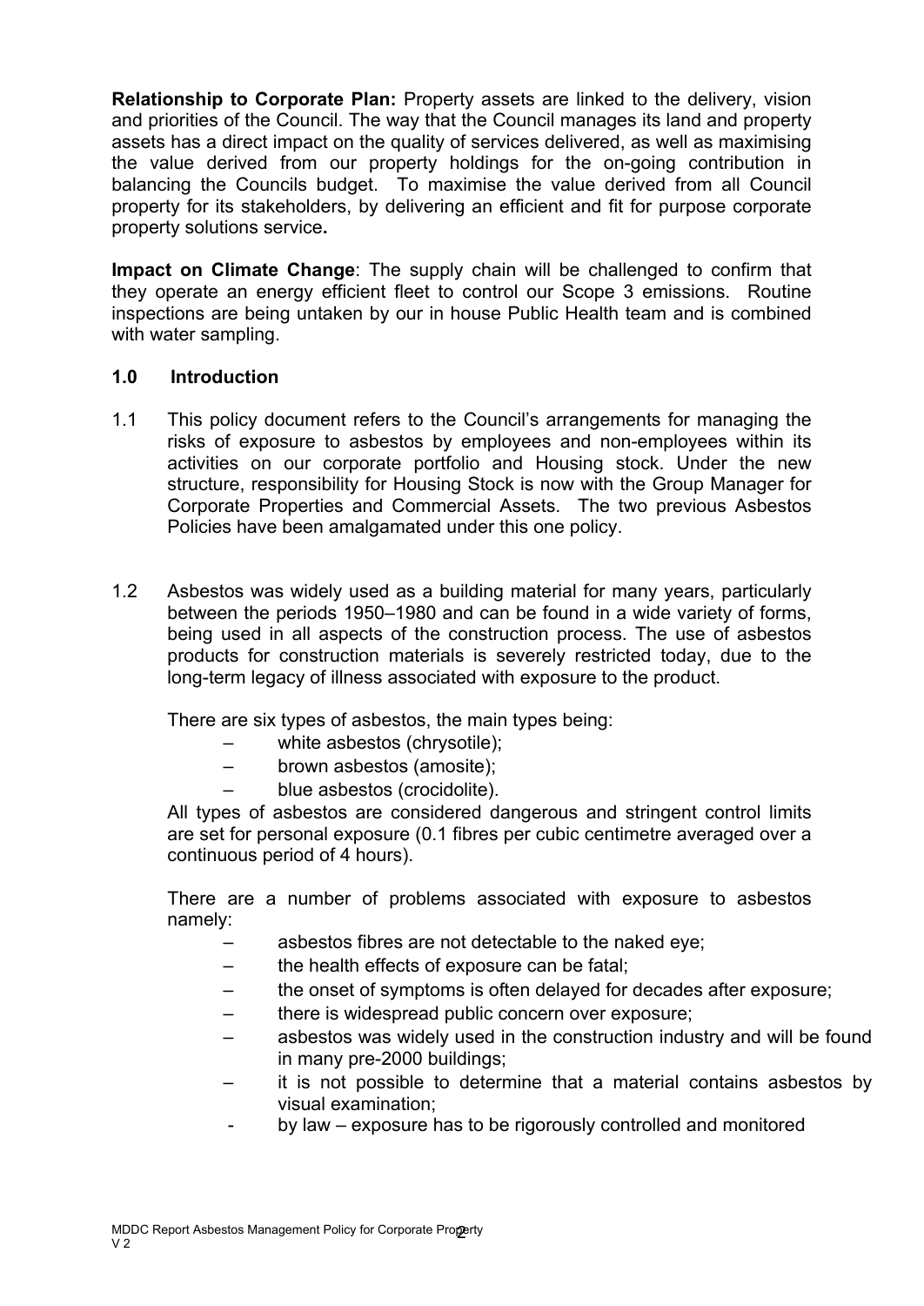**Relationship to Corporate Plan:** Property assets are linked to the delivery, vision and priorities of the Council. The way that the Council manages its land and property assets has a direct impact on the quality of services delivered, as well as maximising the value derived from our property holdings for the on-going contribution in balancing the Councils budget. To maximise the value derived from all Council property for its stakeholders, by delivering an efficient and fit for purpose corporate property solutions service**.**

**Impact on Climate Change**: The supply chain will be challenged to confirm that they operate an energy efficient fleet to control our Scope 3 emissions. Routine inspections are being untaken by our in house Public Health team and is combined with water sampling.

## 1.0 Introduction

1.1 This policy document refers to the Council's arrangements for managing the risks of exposure to asbestos by employees and non-employees within its activities on our corporate portfolio and Housing stock. Under the new structure, responsibility for Housing Stock is now with the Group Manager for Corporate Properties and Commercial Assets. The two previous Asbestos Policies have been amalgamated under this one policy.

1.2 Asbestos was widely used as a building material for many years, particularly between the periods 1950–1980 and can be found in a wide variety of forms, being used in all aspects of the construction process. The use of asbestos products for construction materials is severely restricted today, due to the long-term legacy of illness associated with exposure to the product.

There are six types of asbestos, the main types being:

- white asbestos (chrysotile);
- brown asbestos (amosite);
- blue asbestos (crocidolite).

All types of asbestos are considered dangerous and stringent control limits are set for personal exposure (0.1 fibres per cubic centimetre averaged over a continuous period of 4 hours).

There are a number of problems associated with exposure to asbestos namely:

- asbestos fibres are not detectable to the naked eye;
- the health effects of exposure can be fatal;
- the onset of symptoms is often delayed for decades after exposure;
- there is widespread public concern over exposure;
- asbestos was widely used in the construction industry and will be found in many pre-2000 buildings;
- it is not possible to determine that a material contains asbestos by visual examination;
- by law – exposure has to be rigorously controlled and monitored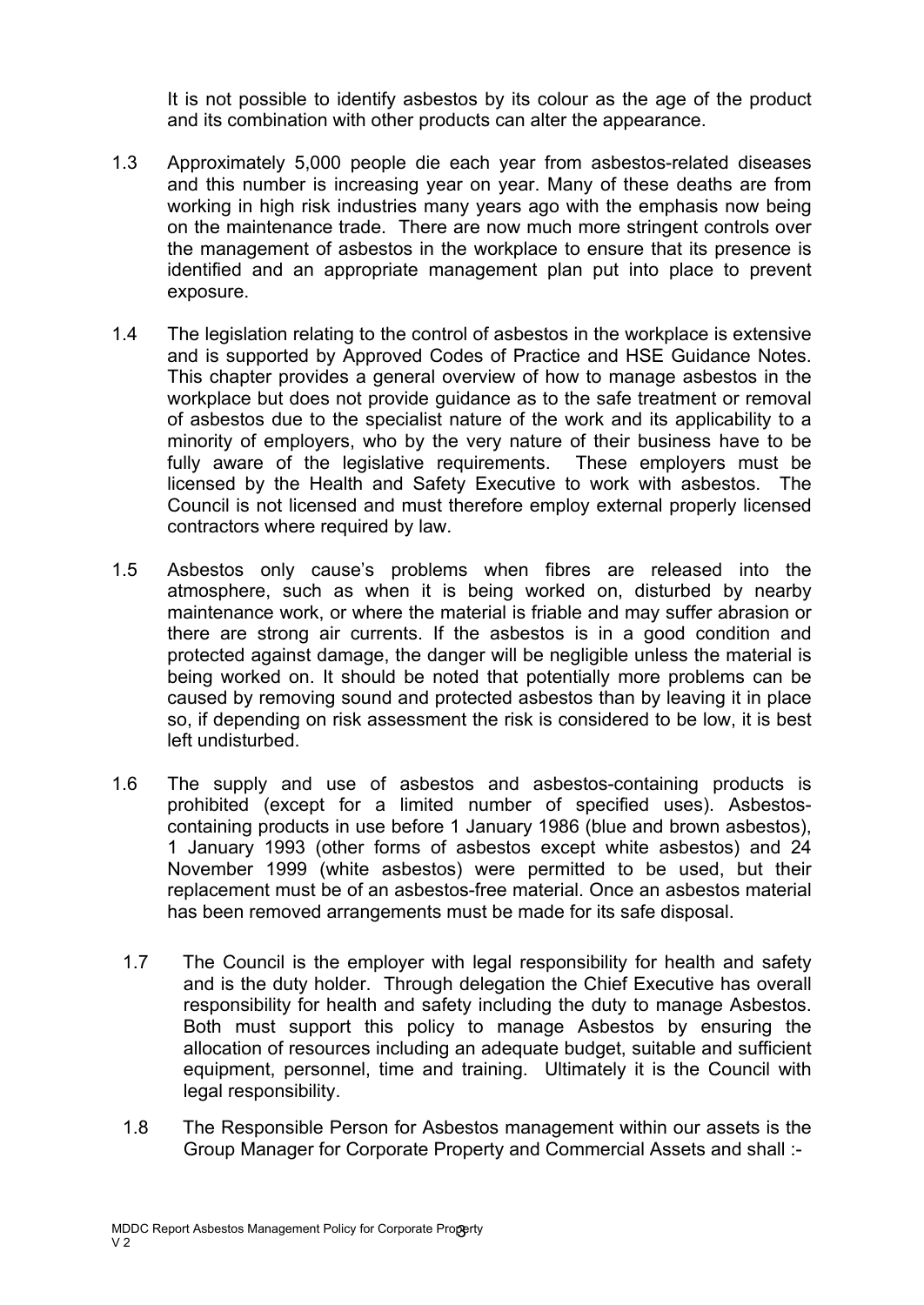It is not possible to identify asbestos by its colour as the age of the product and its combination with other products can alter the appearance.

1.3 Approximately 5,000 people die each year from asbestos-related diseases and this number is increasing year on year. Many of these deaths are from working in high risk industries many years ago with the emphasis now being on the maintenance trade. There are now much more stringent controls over the management of asbestos in the workplace to ensure that its presence is identified and an appropriate management plan put into place to prevent exposure.

1.4 The legislation relating to the control of asbestos in the workplace is extensive and is supported by Approved Codes of Practice and HSE Guidance Notes. This chapter provides a general overview of how to manage asbestos in the workplace but does not provide guidance as to the safe treatment or removal of asbestos due to the specialist nature of the work and its applicability to a minority of employers, who by the very nature of their business have to be fully aware of the legislative requirements. These employers must be licensed by the Health and Safety Executive to work with asbestos. The Council is not licensed and must therefore employ external properly licensed contractors where required by law.

1.5 Asbestos only cause's problems when fibres are released into the atmosphere, such as when it is being worked on, disturbed by nearby maintenance work, or where the material is friable and may suffer abrasion or there are strong air currents. If the asbestos is in a good condition and protected against damage, the danger will be negligible unless the material is being worked on. It should be noted that potentially more problems can be caused by removing sound and protected asbestos than by leaving it in place so, if depending on risk assessment the risk is considered to be low, it is best left undisturbed.

1.6 The supply and use of asbestos and asbestos-containing products is prohibited (except for a limited number of specified uses). Asbestos-containing products in use before 1 January 1986 (blue and brown asbestos), 1 January 1993 (other forms of asbestos except white asbestos) and 24 November 1999 (white asbestos) were permitted to be used, but their replacement must be of an asbestos-free material. Once an asbestos material has been removed arrangements must be made for its safe disposal.

1.7 The Council is the employer with legal responsibility for health and safety and is the duty holder. Through delegation the Chief Executive has overall responsibility for health and safety including the duty to manage Asbestos. Both must support this policy to manage Asbestos by ensuring the allocation of resources including an adequate budget, suitable and sufficient equipment, personnel, time and training. Ultimately it is the Council with legal responsibility.

1.8 The Responsible Person for Asbestos management within our assets is the Group Manager for Corporate Property and Commercial Assets and shall :-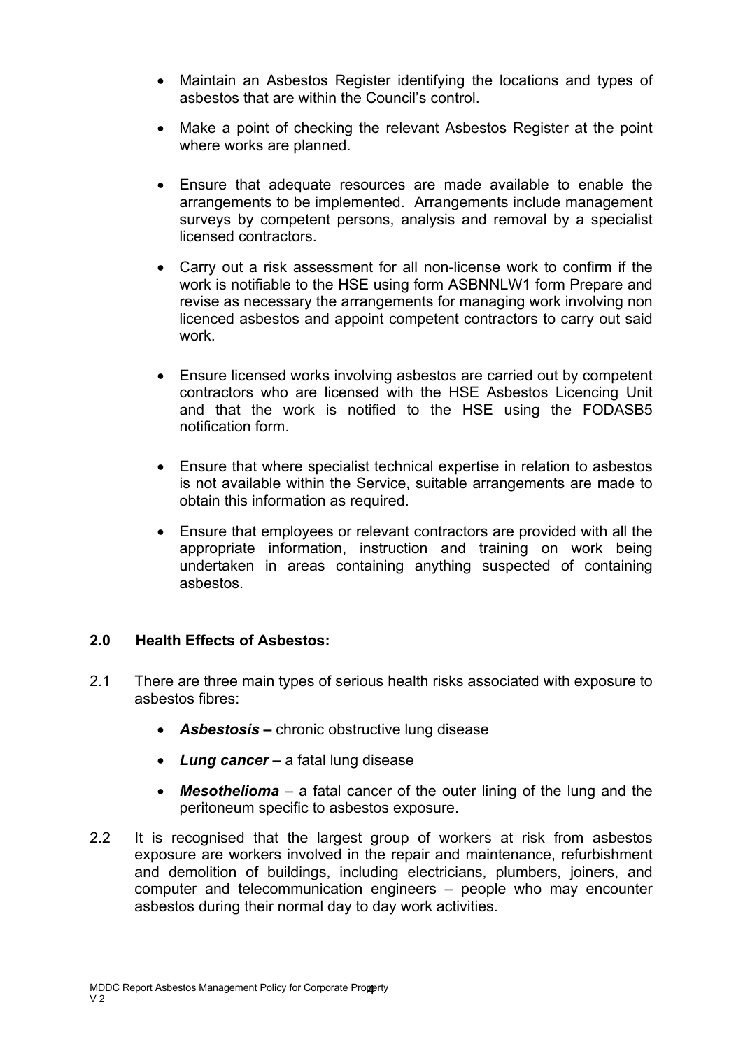- Maintain an Asbestos Register identifying the locations and types of asbestos that are within the Council's control.

- Make a point of checking the relevant Asbestos Register at the point where works are planned.

- Ensure that adequate resources are made available to enable the arrangements to be implemented. Arrangements include management surveys by competent persons, analysis and removal by a specialist licensed contractors.

- Carry out a risk assessment for all non-license work to confirm if the work is notifiable to the HSE using form ASBNNLW1 form Prepare and revise as necessary the arrangements for managing work involving non licenced asbestos and appoint competent contractors to carry out said work.

- Ensure licensed works involving asbestos are carried out by competent contractors who are licensed with the HSE Asbestos Licencing Unit and that the work is notified to the HSE using the FODASB5 notification form.

- Ensure that where specialist technical expertise in relation to asbestos is not available within the Service, suitable arrangements are made to obtain this information as required.

- Ensure that employees or relevant contractors are provided with all the appropriate information, instruction and training on work being undertaken in areas containing anything suspected of containing asbestos.

## 2.0 Health Effects of Asbestos:

2.1 There are three main types of serious health risks associated with exposure to asbestos fibres:

- ***Asbestosis*** **–** chronic obstructive lung disease
- ***Lung cancer*** **–** a fatal lung disease
- ***Mesothelioma*** – a fatal cancer of the outer lining of the lung and the peritoneum specific to asbestos exposure.

2.2 It is recognised that the largest group of workers at risk from asbestos exposure are workers involved in the repair and maintenance, refurbishment and demolition of buildings, including electricians, plumbers, joiners, and computer and telecommunication engineers – people who may encounter asbestos during their normal day to day work activities.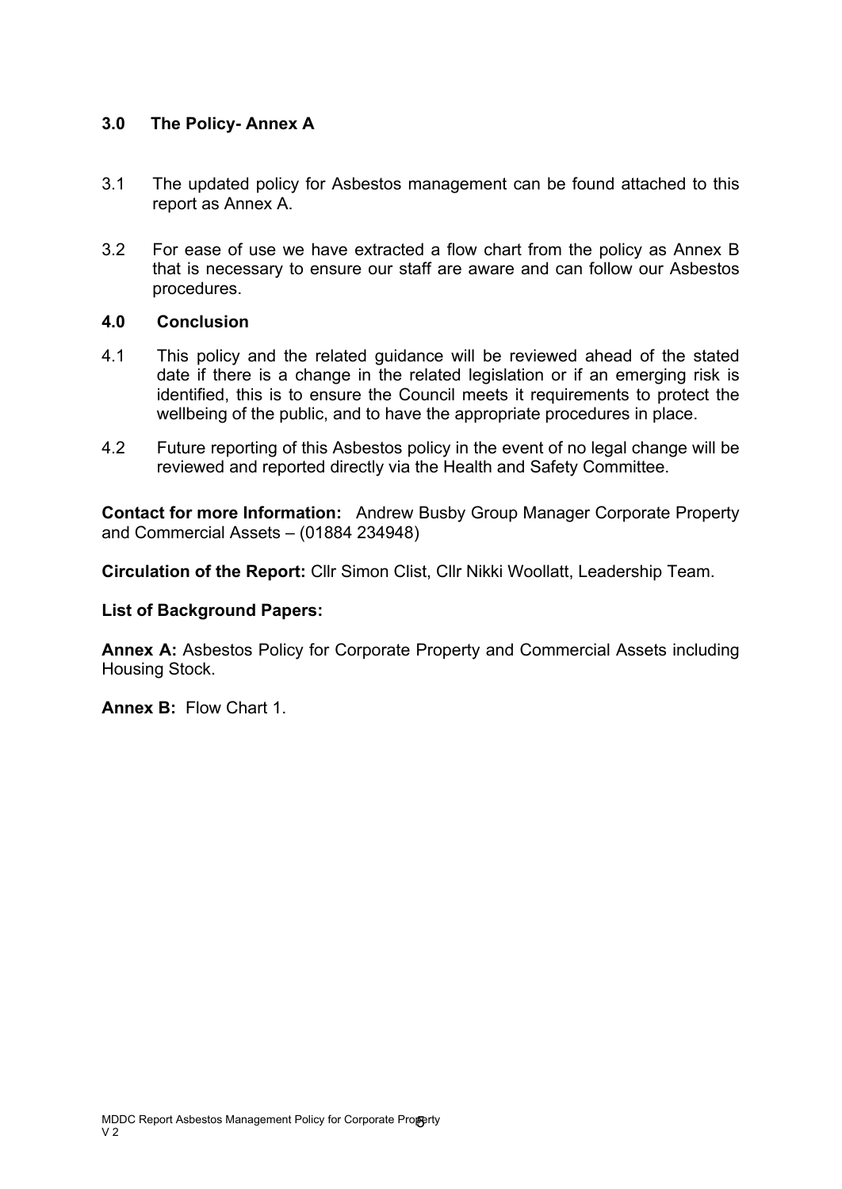## 3.0 The Policy- Annex A

3.1 The updated policy for Asbestos management can be found attached to this report as Annex A.

3.2 For ease of use we have extracted a flow chart from the policy as Annex B that is necessary to ensure our staff are aware and can follow our Asbestos procedures.

## 4.0 Conclusion

4.1 This policy and the related guidance will be reviewed ahead of the stated date if there is a change in the related legislation or if an emerging risk is identified, this is to ensure the Council meets it requirements to protect the wellbeing of the public, and to have the appropriate procedures in place.

4.2 Future reporting of this Asbestos policy in the event of no legal change will be reviewed and reported directly via the Health and Safety Committee.

**Contact for more Information:** Andrew Busby Group Manager Corporate Property and Commercial Assets – (01884 234948)

**Circulation of the Report:** Cllr Simon Clist, Cllr Nikki Woollatt, Leadership Team.

**List of Background Papers:**

**Annex A:** Asbestos Policy for Corporate Property and Commercial Assets including Housing Stock.

**Annex B:** Flow Chart 1.